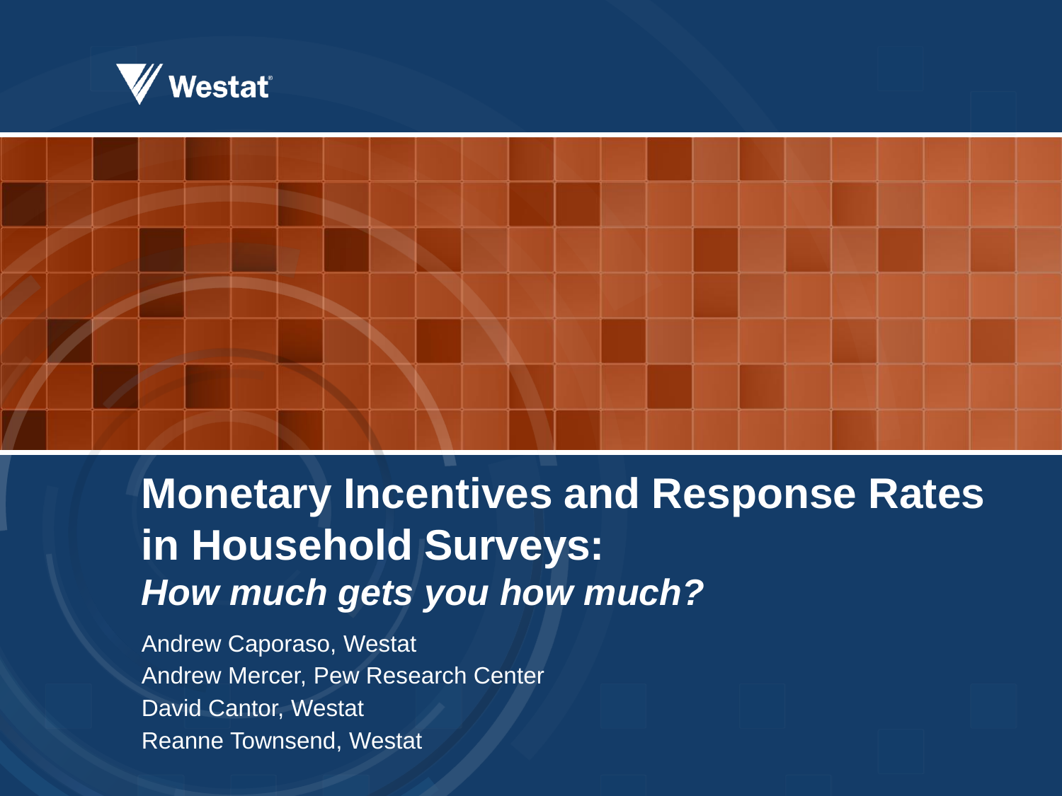Westat

# Monetary Incentives and Response Rates in Household Surveys:

## *How much gets you how much?*

Andrew Caporaso, Westat
Andrew Mercer, Pew Research Center
David Cantor, Westat
Reanne Townsend, Westat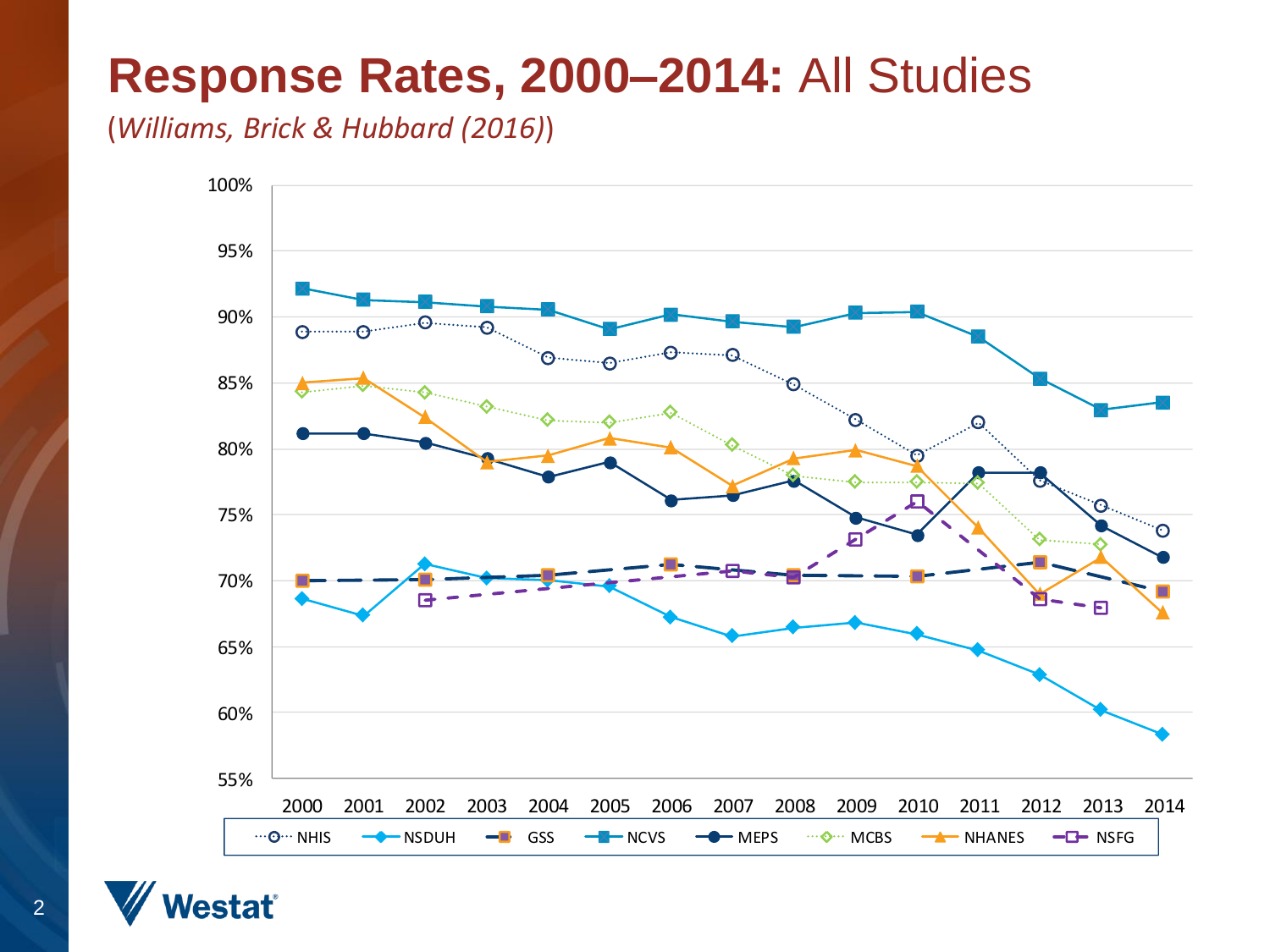# **Response Rates, 2000–2014:** All Studies

(*Williams, Brick & Hubbard (2016)*)

100%
95%
90%
85%
80%
75%
70%
65%
60%
55%

2000 2001 2002 2003 2004 2005 2006 2007 2008 2009 2010 2011 2012 2013 2014

NHIS NSDUH GSS NCVS MEPS MCBS NHANES NSFG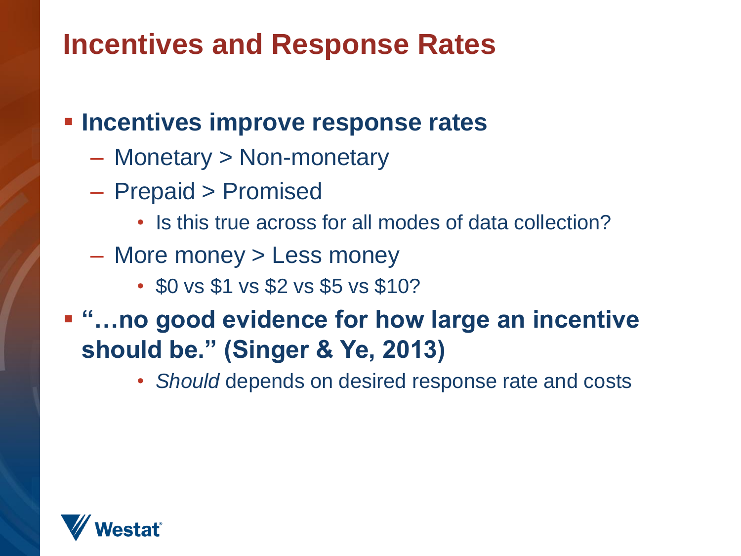# Incentives and Response Rates

- **Incentives improve response rates**
  - Monetary > Non-monetary
  - Prepaid > Promised
    - Is this true across for all modes of data collection?
  - More money > Less money
    - $0 vs $1 vs $2 vs $5 vs $10?
- **"…no good evidence for how large an incentive should be." (Singer & Ye, 2013)**
    - *Should* depends on desired response rate and costs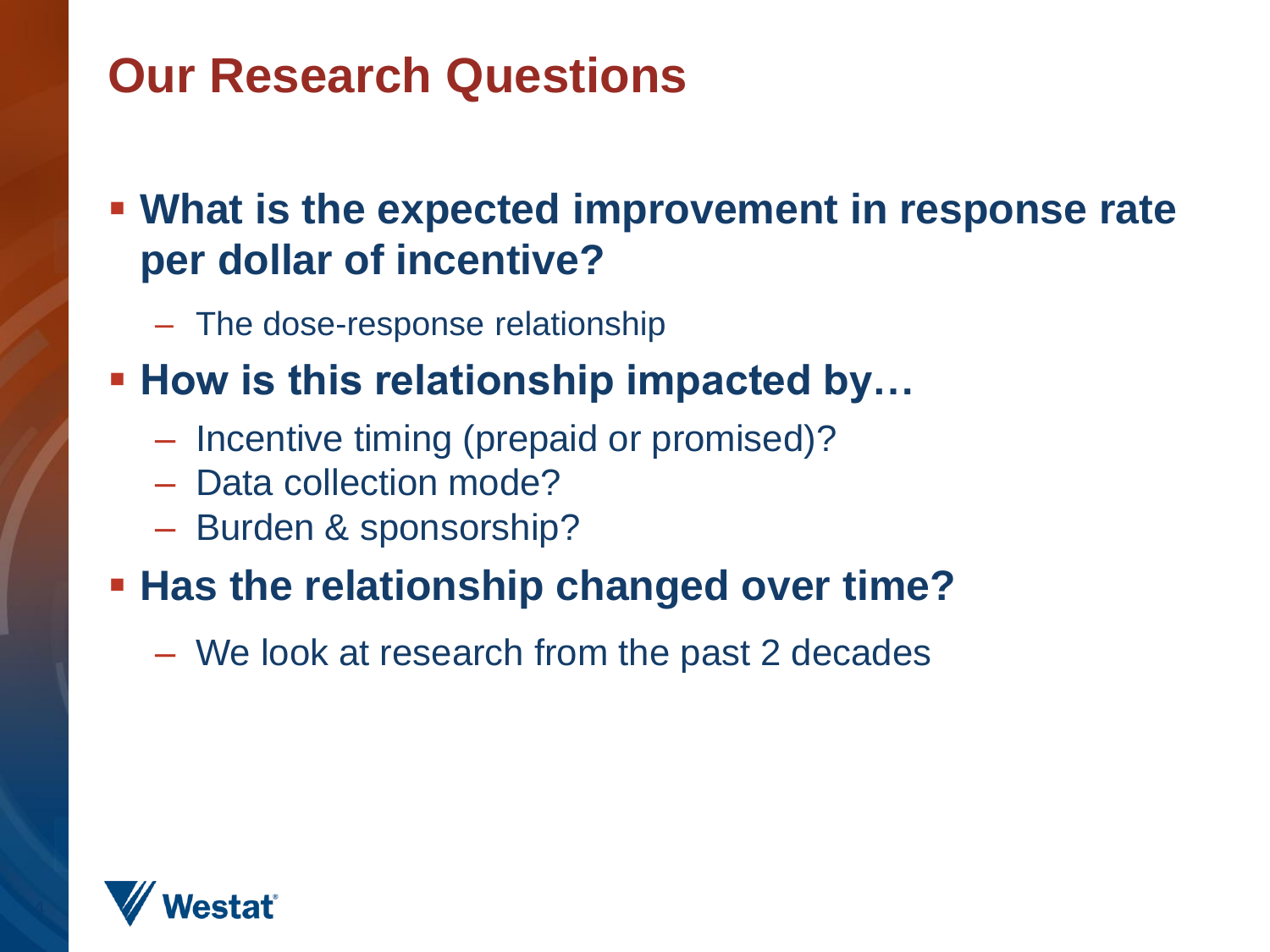# Our Research Questions

- **What is the expected improvement in response rate per dollar of incentive?**
  - The dose-response relationship
- **How is this relationship impacted by…**
  - Incentive timing (prepaid or promised)?
  - Data collection mode?
  - Burden & sponsorship?
- **Has the relationship changed over time?**
  - We look at research from the past 2 decades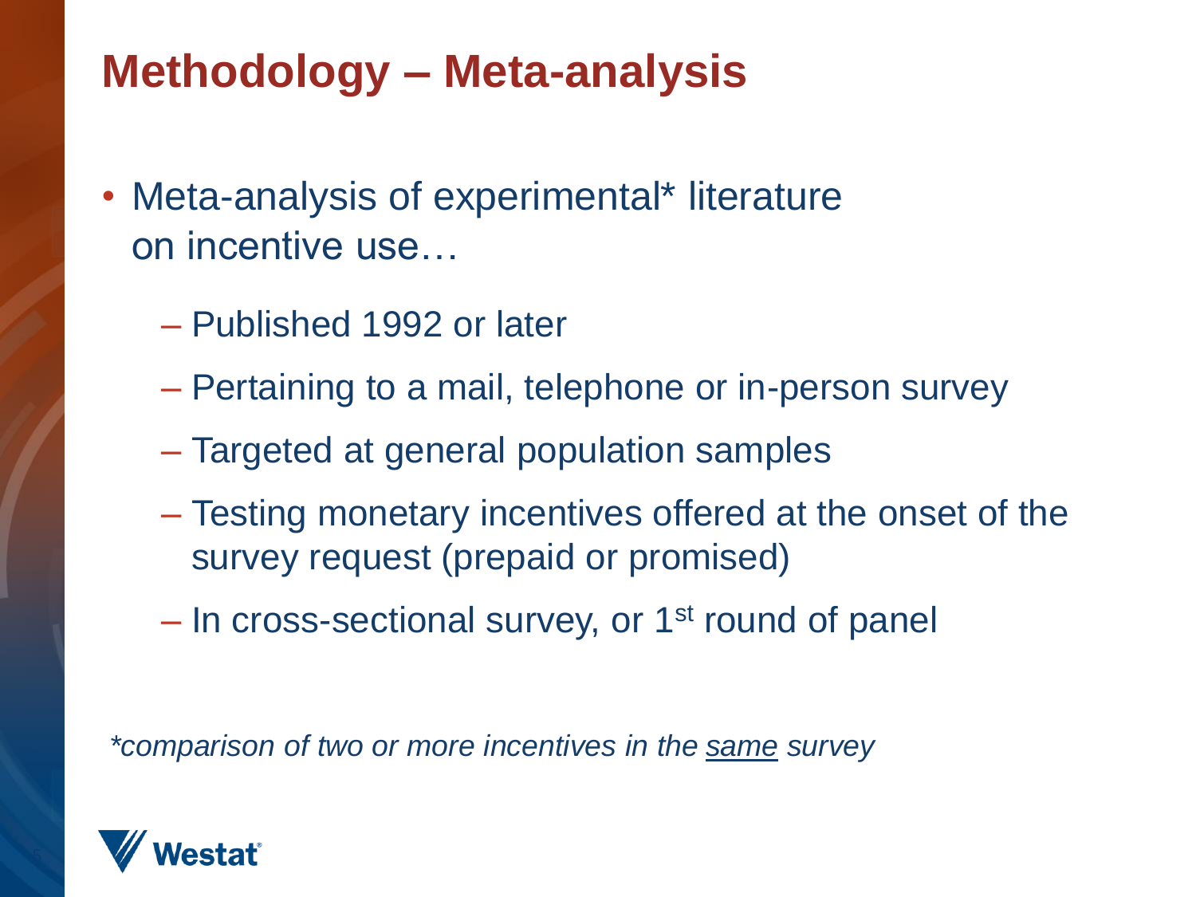# Methodology – Meta-analysis

- Meta-analysis of experimental* literature on incentive use…
  - Published 1992 or later
  - Pertaining to a mail, telephone or in-person survey
  - Targeted at general population samples
  - Testing monetary incentives offered at the onset of the survey request (prepaid or promised)
  - In cross-sectional survey, or 1st round of panel

*\*comparison of two or more incentives in the <u>same</u> survey*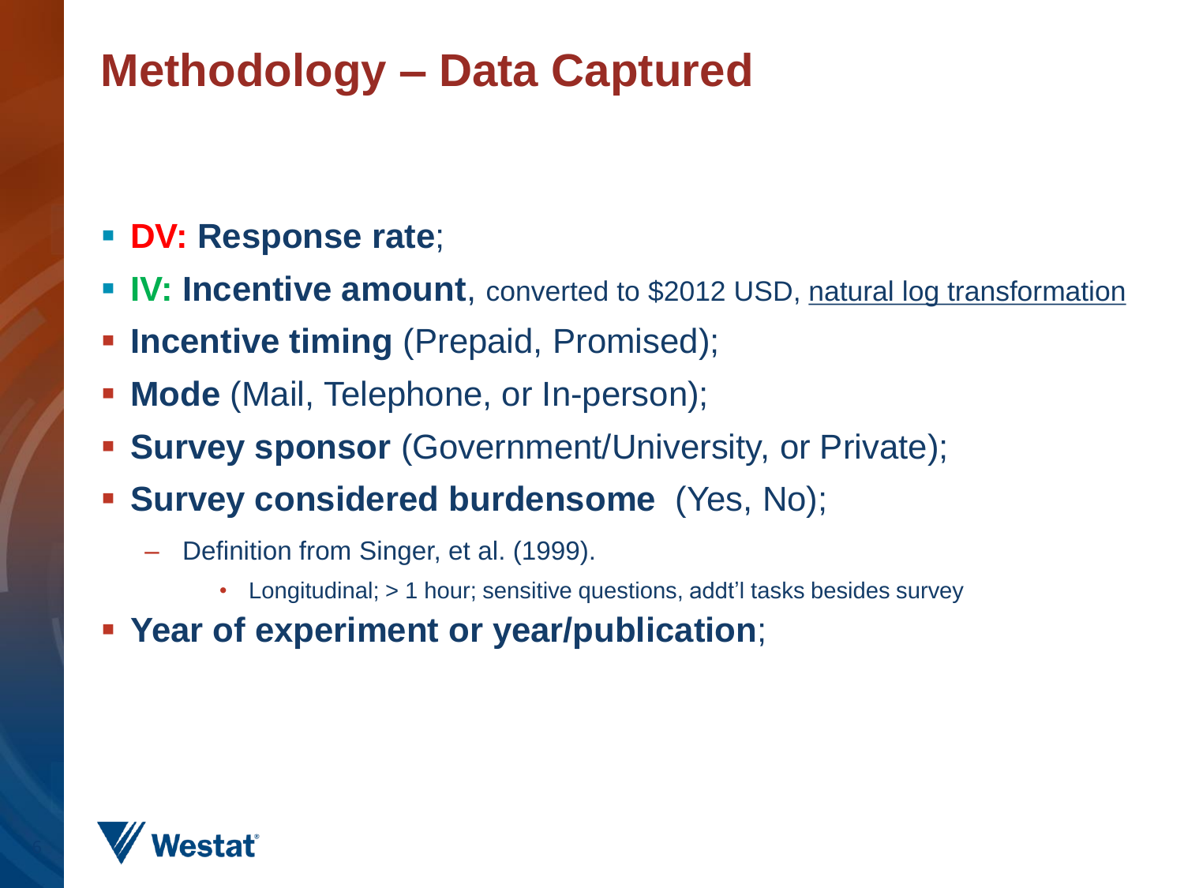# Methodology – Data Captured

- **DV: Response rate**;
- **IV: Incentive amount**, converted to $2012 USD, natural log transformation
- **Incentive timing** (Prepaid, Promised);
- **Mode** (Mail, Telephone, or In-person);
- **Survey sponsor** (Government/University, or Private);
- **Survey considered burdensome** (Yes, No);
  - Definition from Singer, et al. (1999).
    - Longitudinal; > 1 hour; sensitive questions, addt'l tasks besides survey
- **Year of experiment or year/publication**;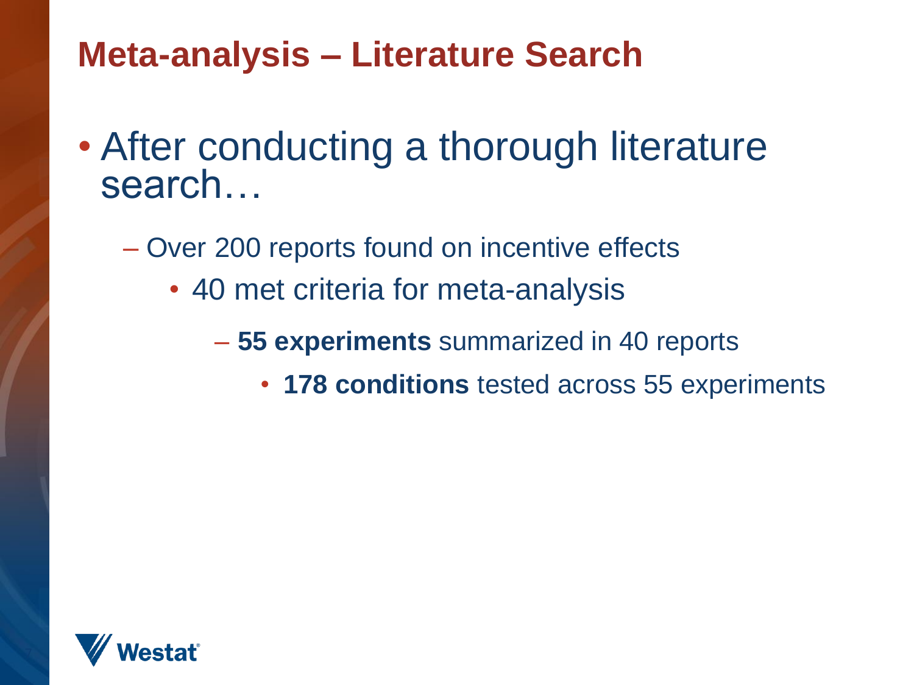# Meta-analysis – Literature Search

- After conducting a thorough literature search…
  - Over 200 reports found on incentive effects
    - 40 met criteria for meta-analysis
      - **55 experiments** summarized in 40 reports
        - **178 conditions** tested across 55 experiments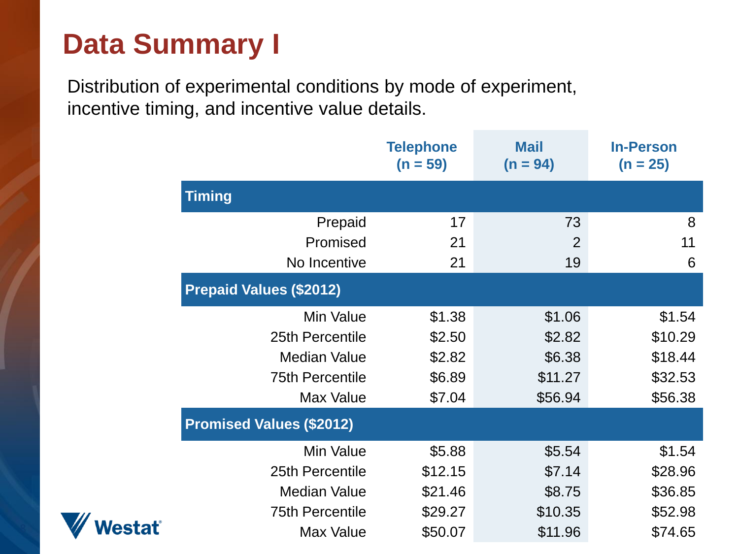# Data Summary I

Distribution of experimental conditions by mode of experiment, incentive timing, and incentive value details.

| | Telephone (n = 59) | Mail (n = 94) | In-Person (n = 25) |
|---|---|---|---|
| **Timing** | | | |
| Prepaid | 17 | 73 | 8 |
| Promised | 21 | 2 | 11 |
| No Incentive | 21 | 19 | 6 |
| **Prepaid Values ($2012)** | | | |
| Min Value | $1.38 | $1.06 | $1.54 |
| 25th Percentile | $2.50 | $2.82 | $10.29 |
| Median Value | $2.82 | $6.38 | $18.44 |
| 75th Percentile | $6.89 | $11.27 | $32.53 |
| Max Value | $7.04 | $56.94 | $56.38 |
| **Promised Values ($2012)** | | | |
| Min Value | $5.88 | $5.54 | $1.54 |
| 25th Percentile | $12.15 | $7.14 | $28.96 |
| Median Value | $21.46 | $8.75 | $36.85 |
| 75th Percentile | $29.27 | $10.35 | $52.98 |
| Max Value | $50.07 | $11.96 | $74.65 |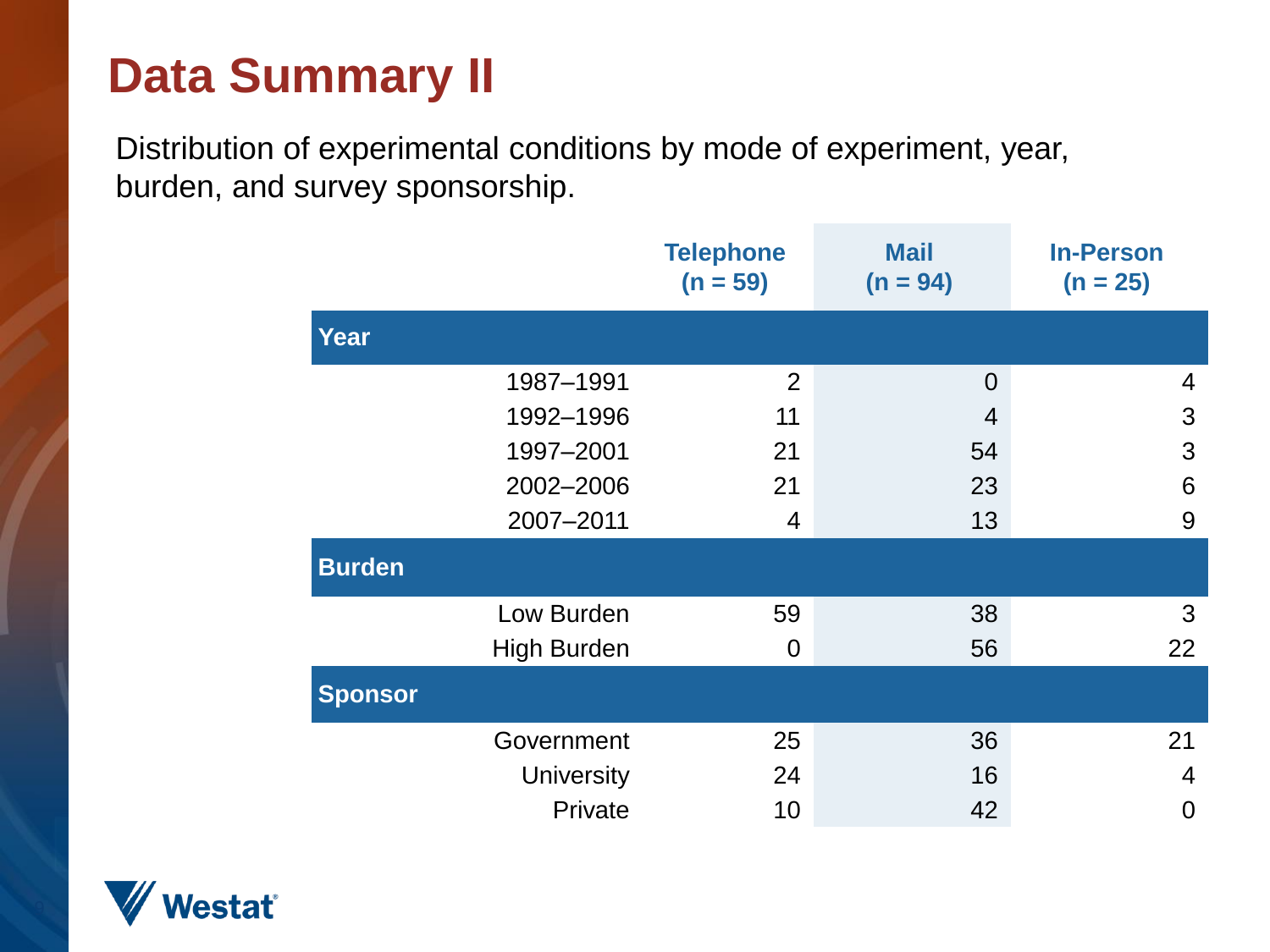# Data Summary II

Distribution of experimental conditions by mode of experiment, year, burden, and survey sponsorship.

| | Telephone (n = 59) | Mail (n = 94) | In-Person (n = 25) |
|---|---|---|---|
| **Year** | | | |
| 1987–1991 | 2 | 0 | 4 |
| 1992–1996 | 11 | 4 | 3 |
| 1997–2001 | 21 | 54 | 3 |
| 2002–2006 | 21 | 23 | 6 |
| 2007–2011 | 4 | 13 | 9 |
| **Burden** | | | |
| Low Burden | 59 | 38 | 3 |
| High Burden | 0 | 56 | 22 |
| **Sponsor** | | | |
| Government | 25 | 36 | 21 |
| University | 24 | 16 | 4 |
| Private | 10 | 42 | 0 |

Westat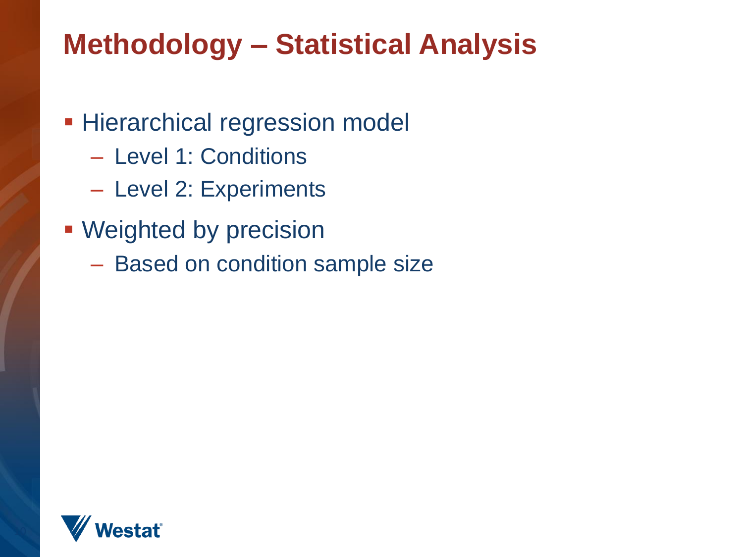# Methodology – Statistical Analysis

- Hierarchical regression model
  - Level 1: Conditions
  - Level 2: Experiments
- Weighted by precision
  - Based on condition sample size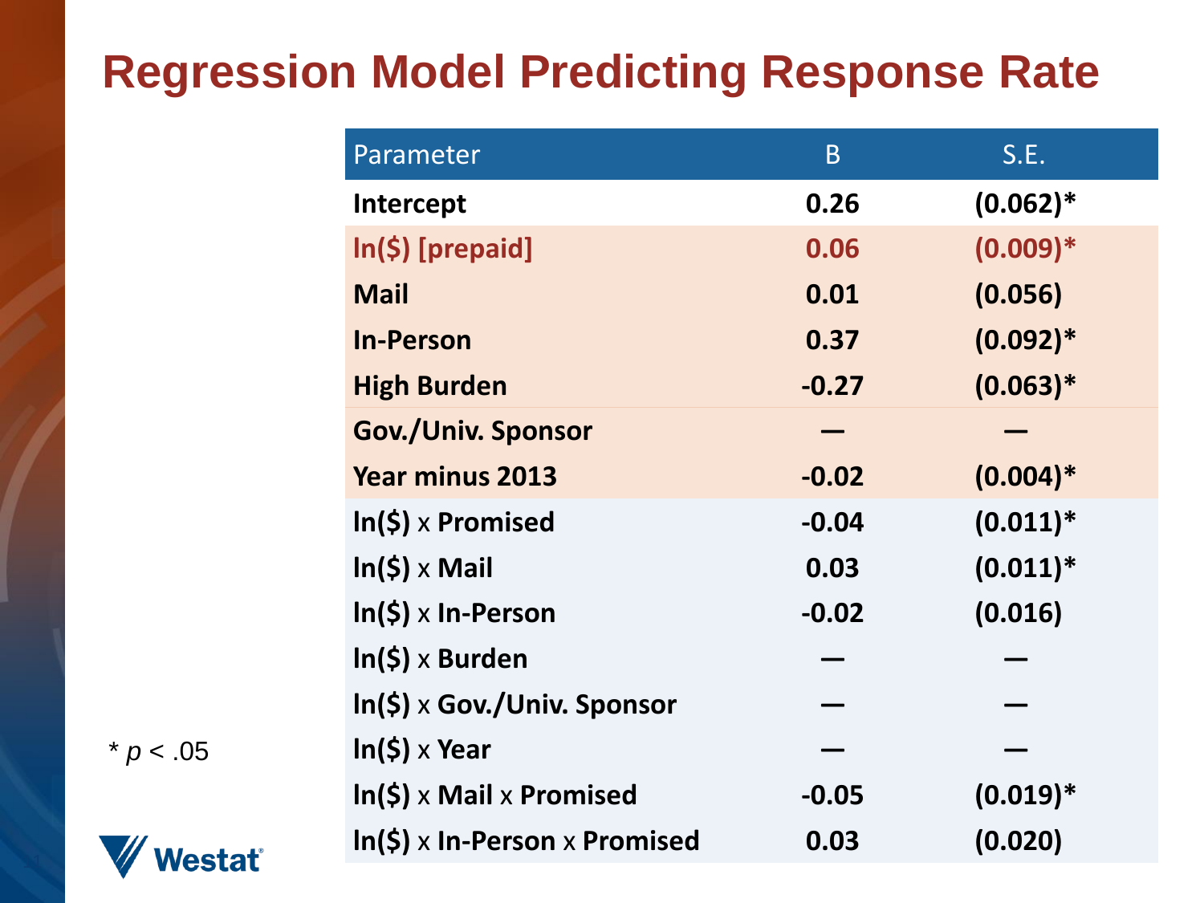# Regression Model Predicting Response Rate

| Parameter | B | S.E. |
|---|---|---|
| Intercept | 0.26 | (0.062)* |
| ln($) [prepaid] | 0.06 | (0.009)* |
| Mail | 0.01 | (0.056) |
| In-Person | 0.37 | (0.092)* |
| High Burden | -0.27 | (0.063)* |
| Gov./Univ. Sponsor | — | — |
| Year minus 2013 | -0.02 | (0.004)* |
| ln($) x Promised | -0.04 | (0.011)* |
| ln($) x Mail | 0.03 | (0.011)* |
| ln($) x In-Person | -0.02 | (0.016) |
| ln($) x Burden | — | — |
| ln($) x Gov./Univ. Sponsor | — | — |
| ln($) x Year | — | — |
| ln($) x Mail x Promised | -0.05 | (0.019)* |
| ln($) x In-Person x Promised | 0.03 | (0.020) |

* $p < .05$

Westat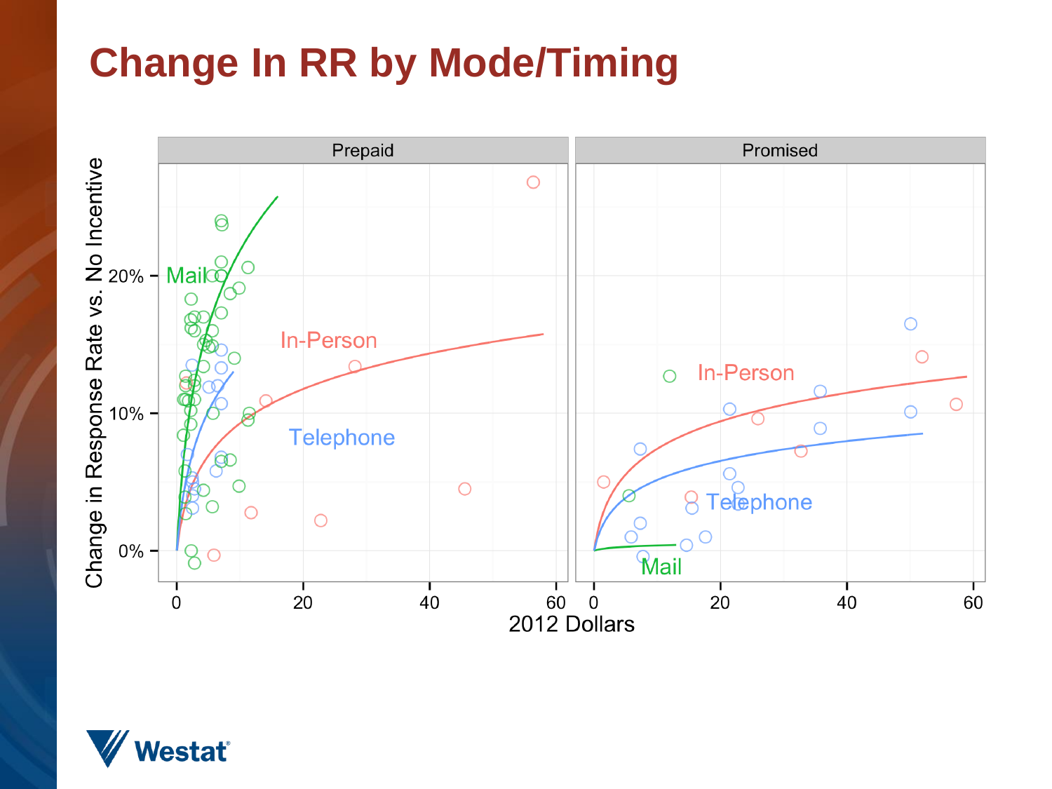# Change In RR by Mode/Timing

Prepaid | Promised

Change in Response Rate vs. No Incentive

0% 10% 20%

Mail | In-Person | Telephone

0 20 40 60

2012 Dollars

Westat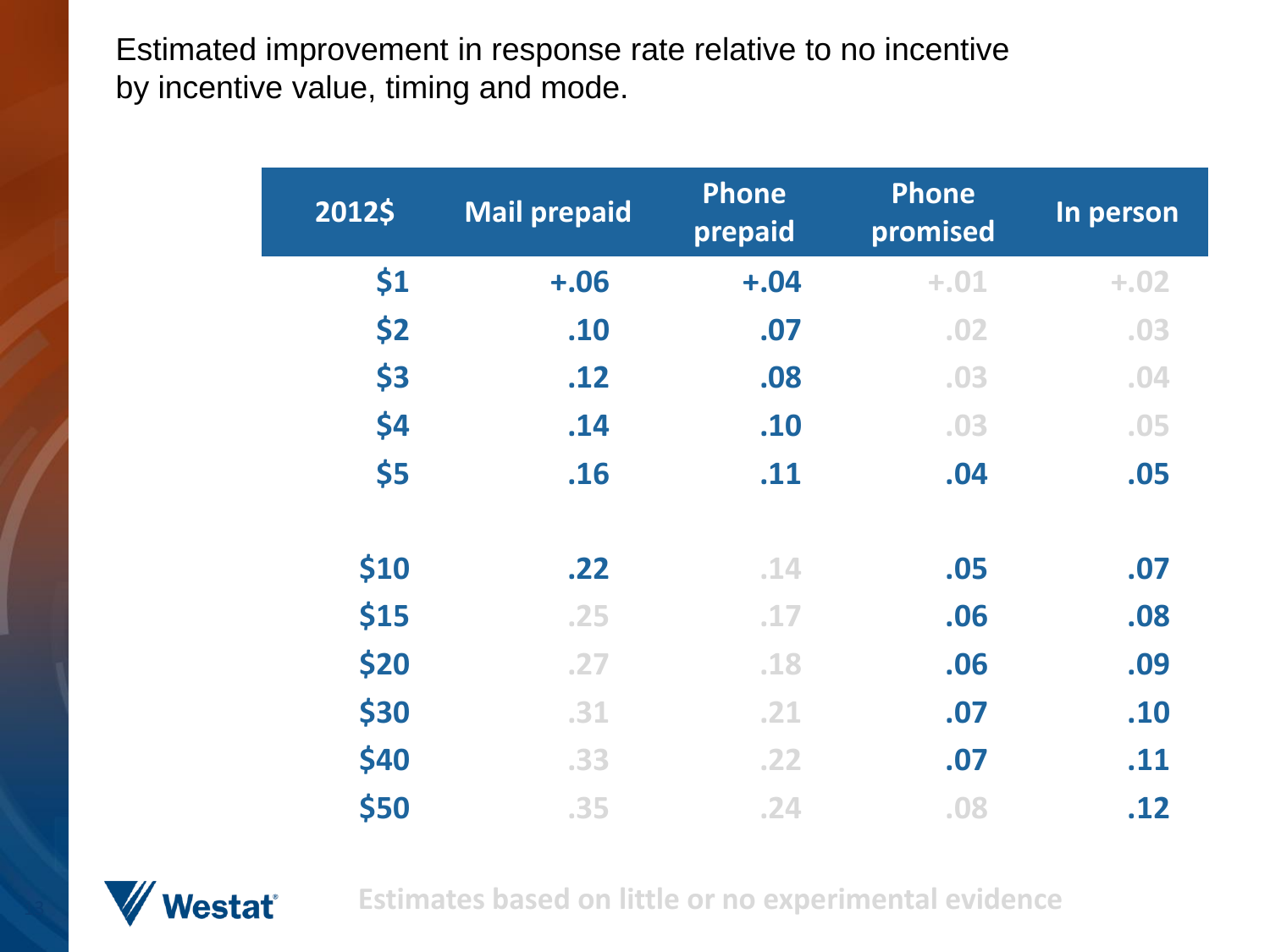Estimated improvement in response rate relative to no incentive by incentive value, timing and mode.

| 2012$ | Mail prepaid | Phone prepaid | Phone promised | In person |
|---|---|---|---|---|
| $1 | +.06 | +.04 | +.01 | +.02 |
| $2 | .10 | .07 | .02 | .03 |
| $3 | .12 | .08 | .03 | .04 |
| $4 | .14 | .10 | .03 | .05 |
| $5 | .16 | .11 | .04 | .05 |
| $10 | .22 | .14 | .05 | .07 |
| $15 | .25 | .17 | .06 | .08 |
| $20 | .27 | .18 | .06 | .09 |
| $30 | .31 | .21 | .07 | .10 |
| $40 | .33 | .22 | .07 | .11 |
| $50 | .35 | .24 | .08 | .12 |

Estimates based on little or no experimental evidence

Westat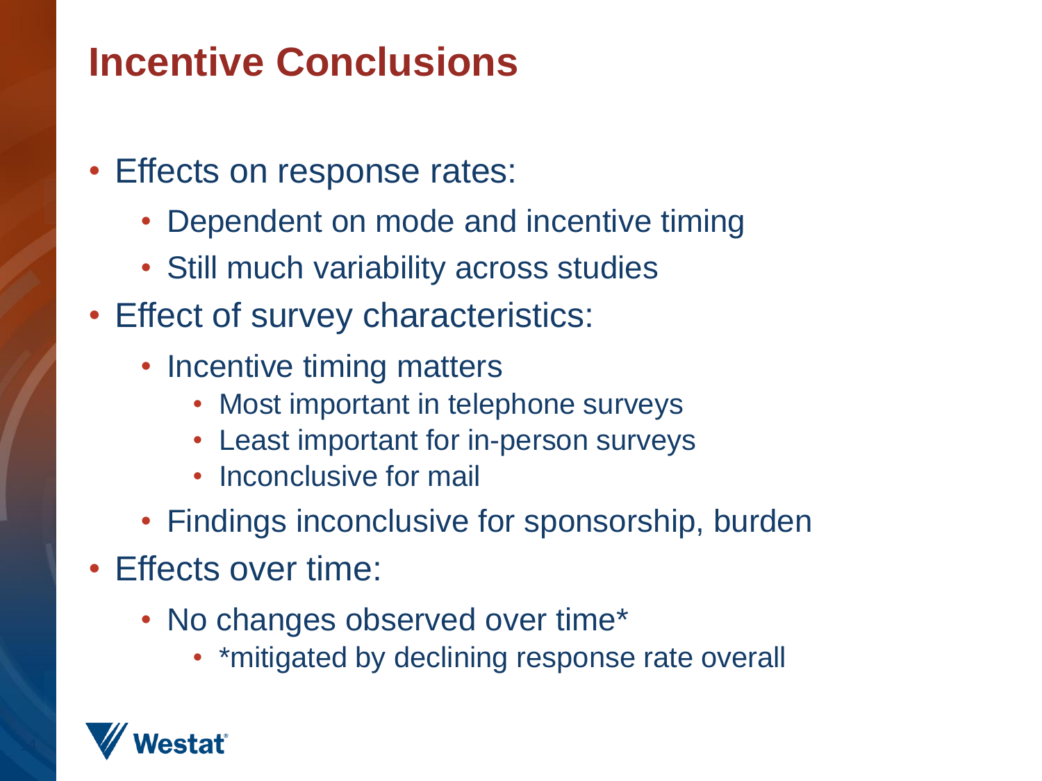# Incentive Conclusions

- Effects on response rates:
  - Dependent on mode and incentive timing
  - Still much variability across studies
- Effect of survey characteristics:
  - Incentive timing matters
    - Most important in telephone surveys
    - Least important for in-person surveys
    - Inconclusive for mail
  - Findings inconclusive for sponsorship, burden
- Effects over time:
  - No changes observed over time*
    - *mitigated by declining response rate overall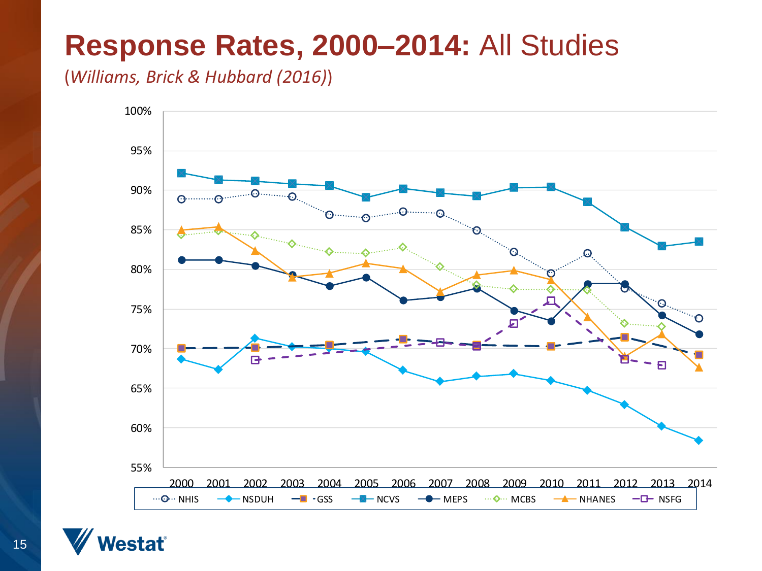# Response Rates, 2000–2014: All Studies

(*Williams, Brick & Hubbard (2016)*)

| Year | 2000 | 2001 | 2002 | 2003 | 2004 | 2005 | 2006 | 2007 | 2008 | 2009 | 2010 | 2011 | 2012 | 2013 | 2014 |
|---|---|---|---|---|---|---|---|---|---|---|---|---|---|---|---|
| NHIS | | | | | | | | | | | | | | | |
| NSDUH | | | | | | | | | | | | | | | |
| GSS | | | | | | | | | | | | | | | |
| NCVS | | | | | | | | | | | | | | | |
| MEPS | | | | | | | | | | | | | | | |
| MCBS | | | | | | | | | | | | | | | |
| NHANES | | | | | | | | | | | | | | | |
| NSFG | | | | | | | | | | | | | | | |

Y-axis: 55%, 60%, 65%, 70%, 75%, 80%, 85%, 90%, 95%, 100%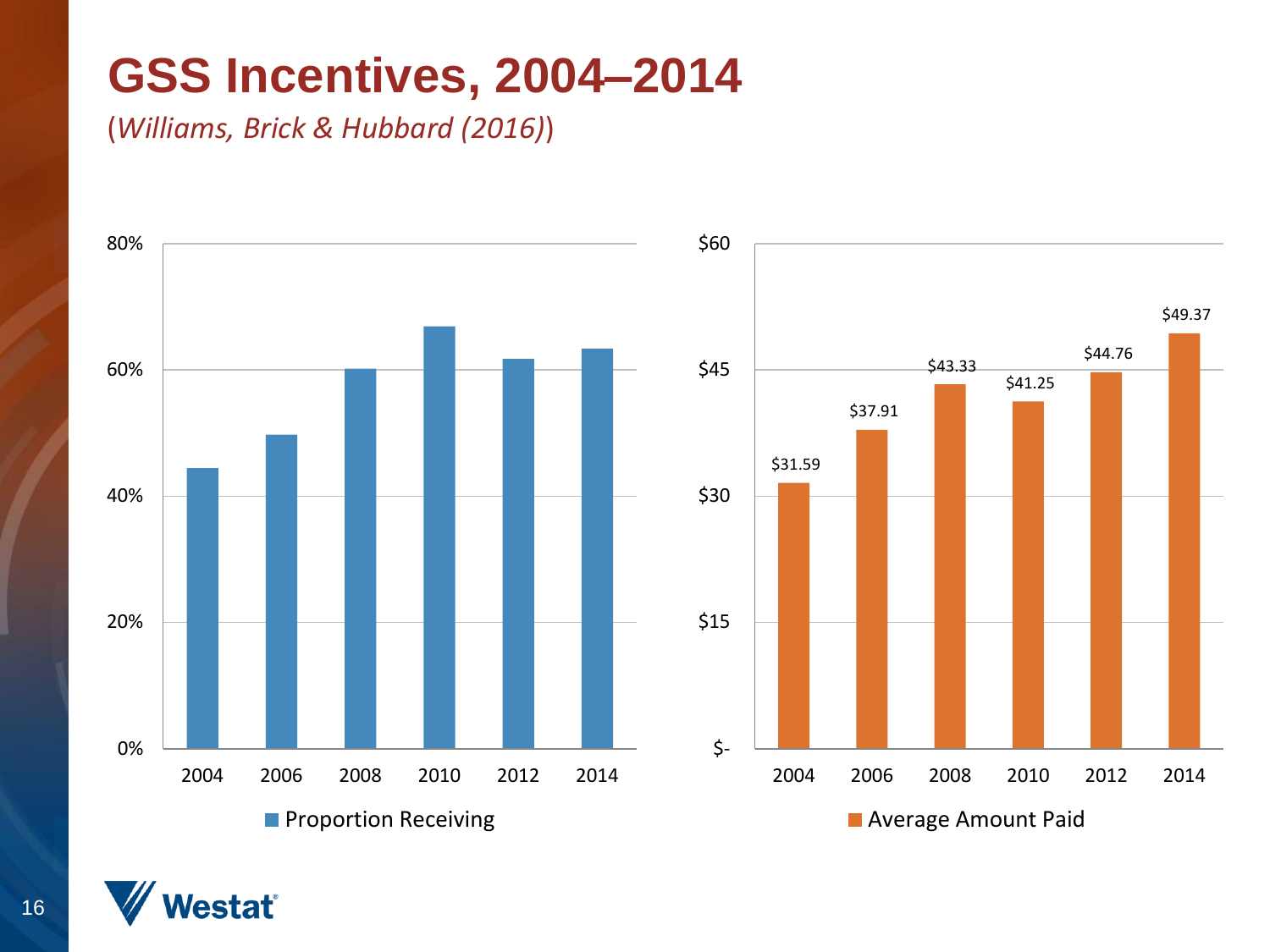# GSS Incentives, 2004–2014

(*Williams, Brick & Hubbard (2016)*)

| Year | Average Amount Paid |
|---|---|
| 2004 | $31.59 |
| 2006 | $37.91 |
| 2008 | $43.33 |
| 2010 | $41.25 |
| 2012 | $44.76 |
| 2014 | $49.37 |

Proportion Receiving

Average Amount Paid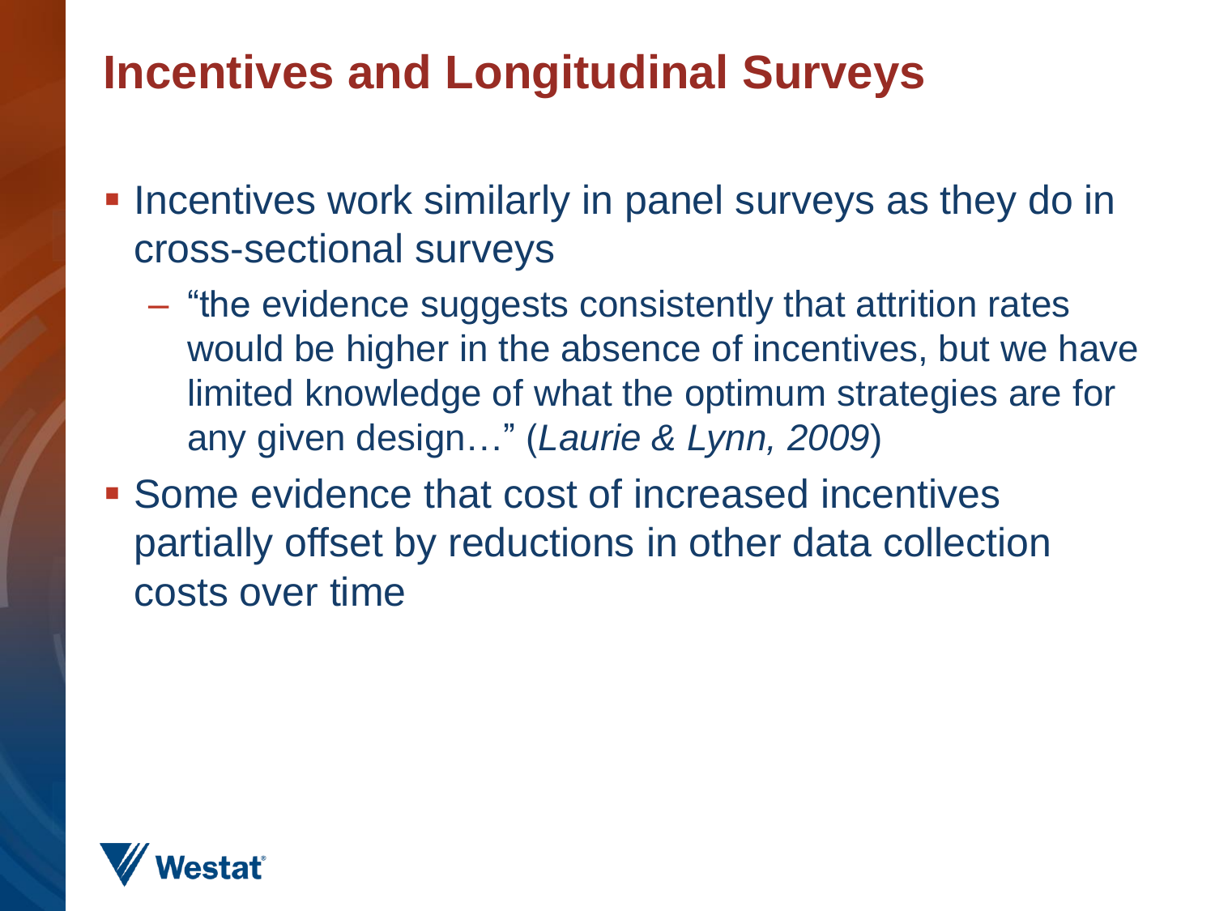# Incentives and Longitudinal Surveys

- Incentives work similarly in panel surveys as they do in cross-sectional surveys
  - "the evidence suggests consistently that attrition rates would be higher in the absence of incentives, but we have limited knowledge of what the optimum strategies are for any given design…" (*Laurie & Lynn, 2009*)
- Some evidence that cost of increased incentives partially offset by reductions in other data collection costs over time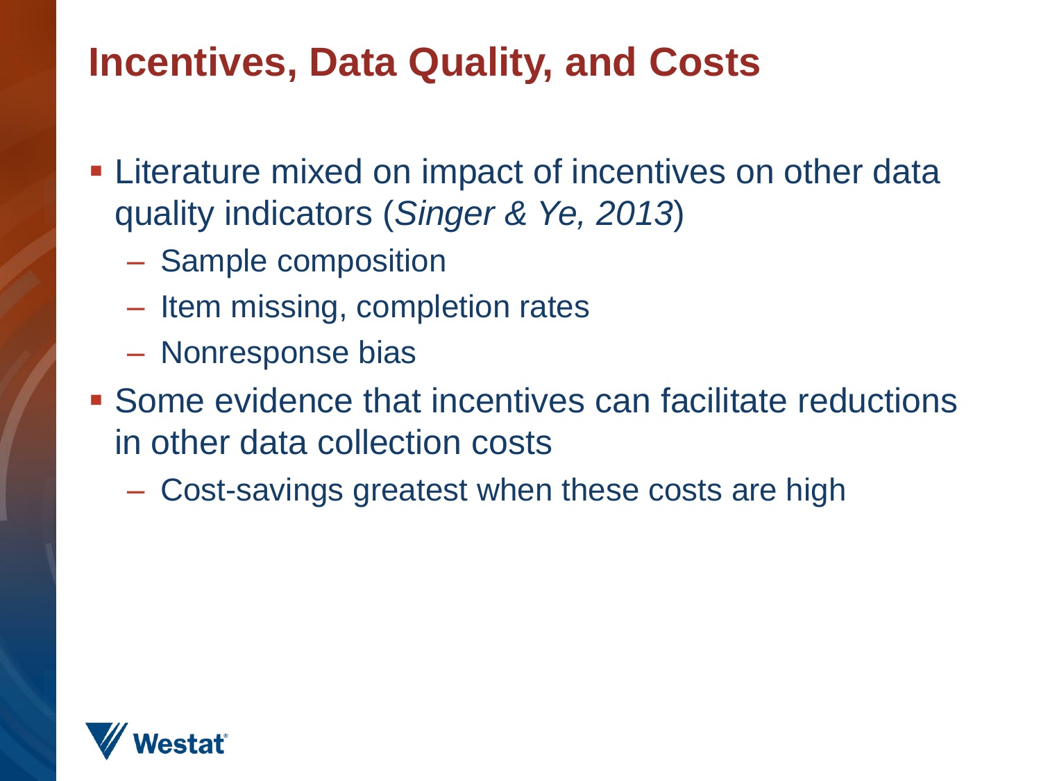# Incentives, Data Quality, and Costs

- Literature mixed on impact of incentives on other data quality indicators (*Singer & Ye, 2013*)
  - Sample composition
  - Item missing, completion rates
  - Nonresponse bias
- Some evidence that incentives can facilitate reductions in other data collection costs
  - Cost-savings greatest when these costs are high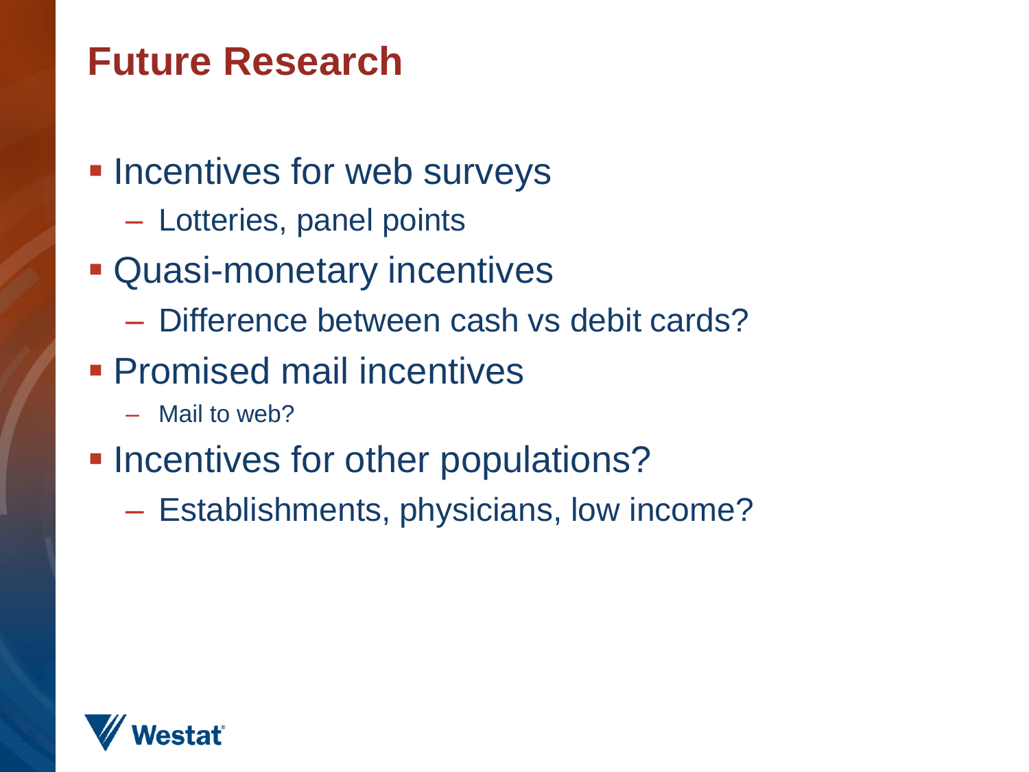# Future Research

- Incentives for web surveys
  - Lotteries, panel points
- Quasi-monetary incentives
  - Difference between cash vs debit cards?
- Promised mail incentives
  - Mail to web?
- Incentives for other populations?
  - Establishments, physicians, low income?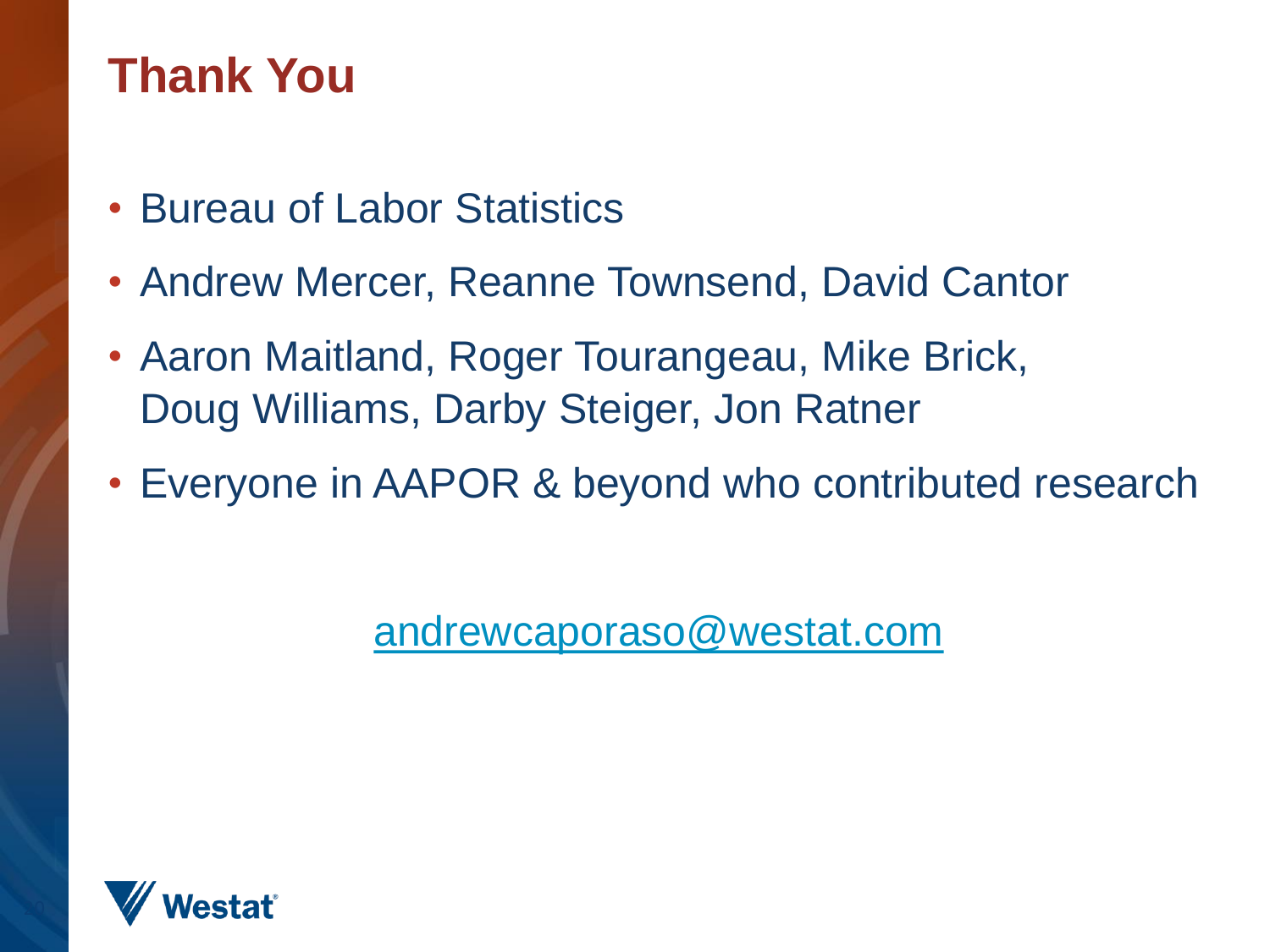# Thank You

- Bureau of Labor Statistics
- Andrew Mercer, Reanne Townsend, David Cantor
- Aaron Maitland, Roger Tourangeau, Mike Brick, Doug Williams, Darby Steiger, Jon Ratner
- Everyone in AAPOR & beyond who contributed research

andrewcaporaso@westat.com

Westat